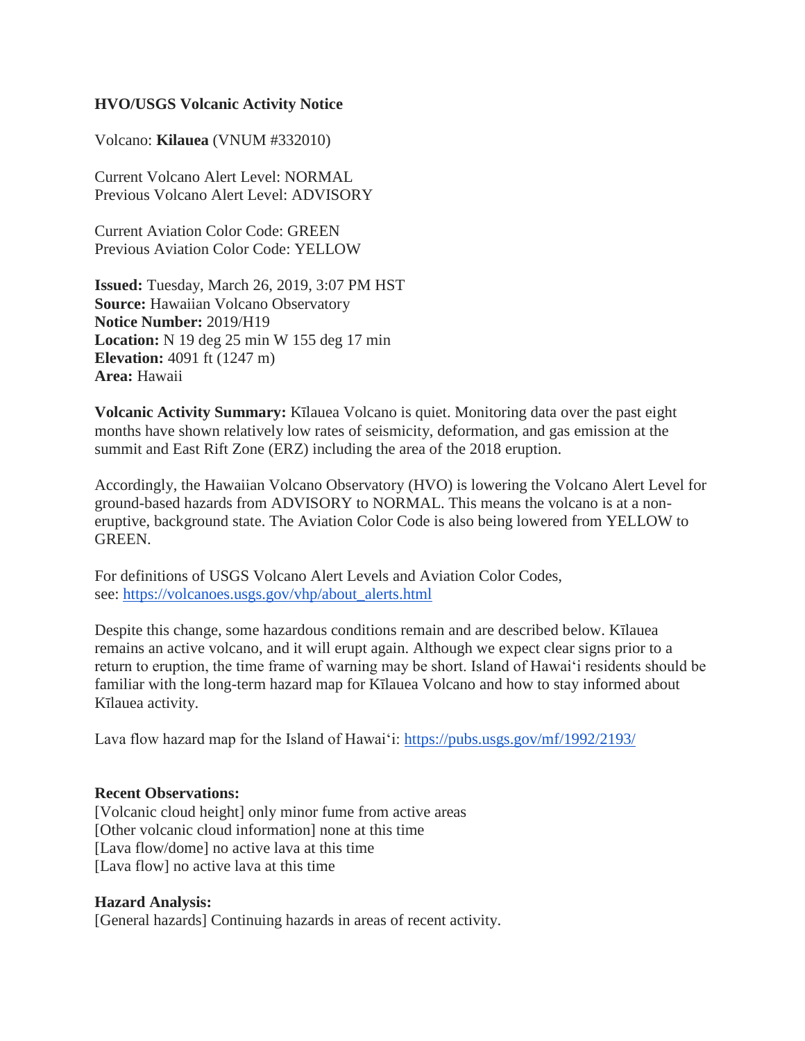**HVO/USGS Volcanic Activity Notice**

Volcano: **Kilauea** (VNUM #332010)

Current Volcano Alert Level: NORMAL
Previous Volcano Alert Level: ADVISORY

Current Aviation Color Code: GREEN
Previous Aviation Color Code: YELLOW

**Issued:** Tuesday, March 26, 2019, 3:07 PM HST
**Source:** Hawaiian Volcano Observatory
**Notice Number:** 2019/H19
**Location:** N 19 deg 25 min W 155 deg 17 min
**Elevation:** 4091 ft (1247 m)
**Area:** Hawaii

**Volcanic Activity Summary:** Kīlauea Volcano is quiet. Monitoring data over the past eight months have shown relatively low rates of seismicity, deformation, and gas emission at the summit and East Rift Zone (ERZ) including the area of the 2018 eruption.

Accordingly, the Hawaiian Volcano Observatory (HVO) is lowering the Volcano Alert Level for ground-based hazards from ADVISORY to NORMAL. This means the volcano is at a non-eruptive, background state. The Aviation Color Code is also being lowered from YELLOW to GREEN.

For definitions of USGS Volcano Alert Levels and Aviation Color Codes, see: https://volcanoes.usgs.gov/vhp/about_alerts.html

Despite this change, some hazardous conditions remain and are described below. Kīlauea remains an active volcano, and it will erupt again. Although we expect clear signs prior to a return to eruption, the time frame of warning may be short. Island of Hawaiʻi residents should be familiar with the long-term hazard map for Kīlauea Volcano and how to stay informed about Kīlauea activity.

Lava flow hazard map for the Island of Hawaiʻi: https://pubs.usgs.gov/mf/1992/2193/

**Recent Observations:**
[Volcanic cloud height] only minor fume from active areas
[Other volcanic cloud information] none at this time
[Lava flow/dome] no active lava at this time
[Lava flow] no active lava at this time

**Hazard Analysis:**
[General hazards] Continuing hazards in areas of recent activity.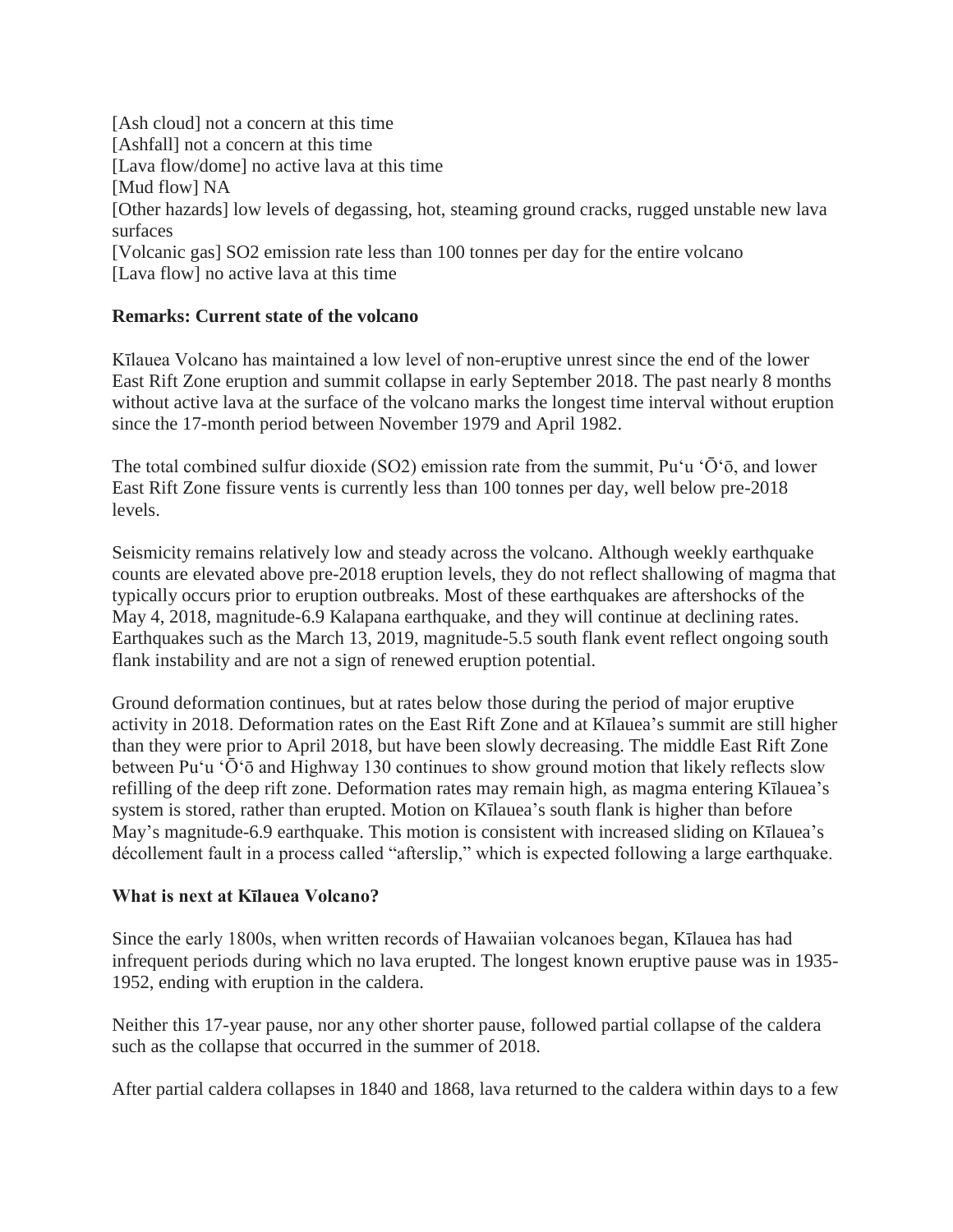[Ash cloud] not a concern at this time
[Ashfall] not a concern at this time
[Lava flow/dome] no active lava at this time
[Mud flow] NA
[Other hazards] low levels of degassing, hot, steaming ground cracks, rugged unstable new lava surfaces
[Volcanic gas] SO2 emission rate less than 100 tonnes per day for the entire volcano
[Lava flow] no active lava at this time

**Remarks: Current state of the volcano**

Kīlauea Volcano has maintained a low level of non-eruptive unrest since the end of the lower East Rift Zone eruption and summit collapse in early September 2018. The past nearly 8 months without active lava at the surface of the volcano marks the longest time interval without eruption since the 17-month period between November 1979 and April 1982.

The total combined sulfur dioxide ($SO_2$) emission rate from the summit, Puʻu ʻŌʻō, and lower East Rift Zone fissure vents is currently less than 100 tonnes per day, well below pre-2018 levels.

Seismicity remains relatively low and steady across the volcano. Although weekly earthquake counts are elevated above pre-2018 eruption levels, they do not reflect shallowing of magma that typically occurs prior to eruption outbreaks. Most of these earthquakes are aftershocks of the May 4, 2018, magnitude-6.9 Kalapana earthquake, and they will continue at declining rates. Earthquakes such as the March 13, 2019, magnitude-5.5 south flank event reflect ongoing south flank instability and are not a sign of renewed eruption potential.

Ground deformation continues, but at rates below those during the period of major eruptive activity in 2018. Deformation rates on the East Rift Zone and at Kīlauea's summit are still higher than they were prior to April 2018, but have been slowly decreasing. The middle East Rift Zone between Puʻu ʻŌʻō and Highway 130 continues to show ground motion that likely reflects slow refilling of the deep rift zone. Deformation rates may remain high, as magma entering Kīlauea's system is stored, rather than erupted. Motion on Kīlauea's south flank is higher than before May's magnitude-6.9 earthquake. This motion is consistent with increased sliding on Kīlauea's décollement fault in a process called "afterslip," which is expected following a large earthquake.

**What is next at Kīlauea Volcano?**

Since the early 1800s, when written records of Hawaiian volcanoes began, Kīlauea has had infrequent periods during which no lava erupted. The longest known eruptive pause was in 1935-1952, ending with eruption in the caldera.

Neither this 17-year pause, nor any other shorter pause, followed partial collapse of the caldera such as the collapse that occurred in the summer of 2018.

After partial caldera collapses in 1840 and 1868, lava returned to the caldera within days to a few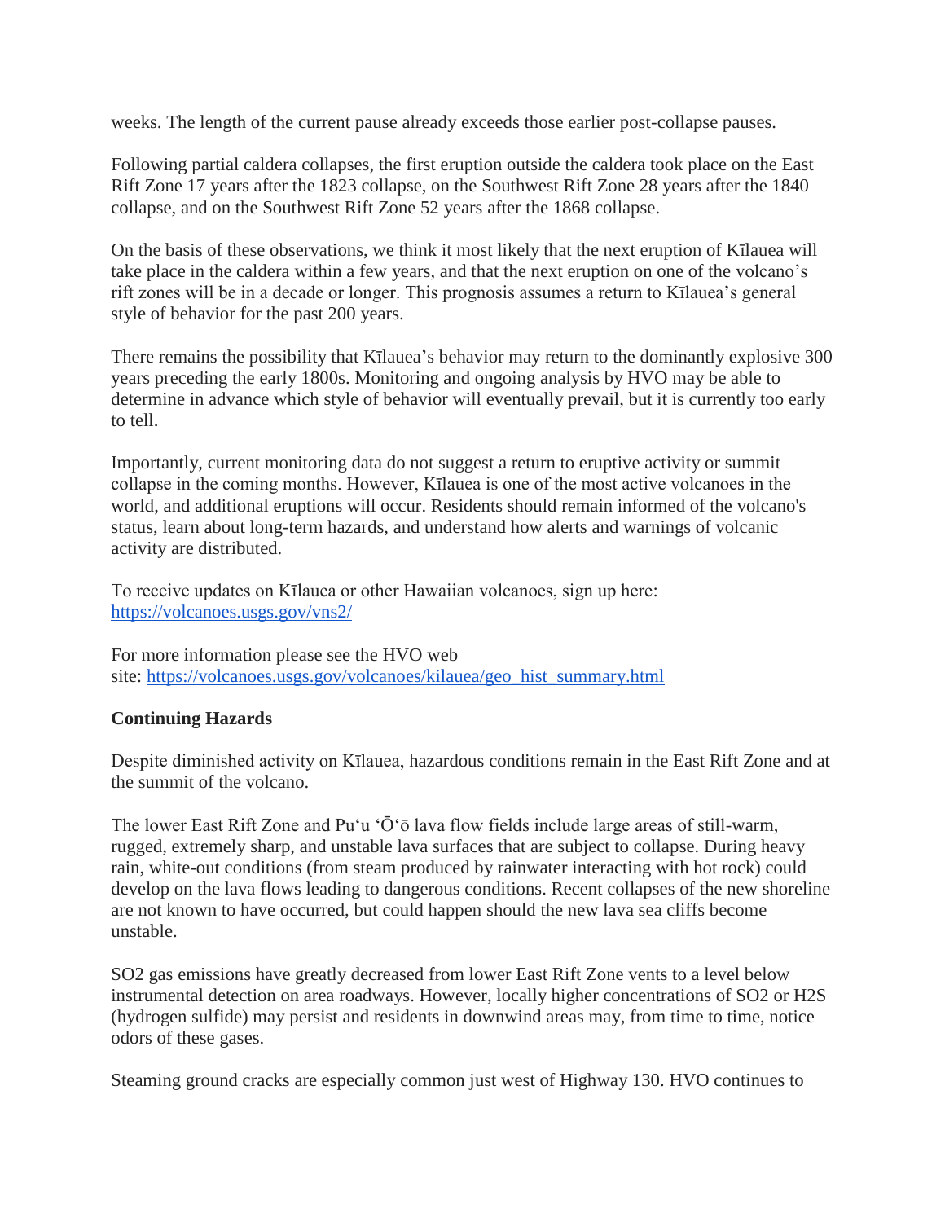weeks. The length of the current pause already exceeds those earlier post-collapse pauses.

Following partial caldera collapses, the first eruption outside the caldera took place on the East Rift Zone 17 years after the 1823 collapse, on the Southwest Rift Zone 28 years after the 1840 collapse, and on the Southwest Rift Zone 52 years after the 1868 collapse.

On the basis of these observations, we think it most likely that the next eruption of Kīlauea will take place in the caldera within a few years, and that the next eruption on one of the volcano's rift zones will be in a decade or longer. This prognosis assumes a return to Kīlauea's general style of behavior for the past 200 years.

There remains the possibility that Kīlauea's behavior may return to the dominantly explosive 300 years preceding the early 1800s. Monitoring and ongoing analysis by HVO may be able to determine in advance which style of behavior will eventually prevail, but it is currently too early to tell.

Importantly, current monitoring data do not suggest a return to eruptive activity or summit collapse in the coming months. However, Kīlauea is one of the most active volcanoes in the world, and additional eruptions will occur. Residents should remain informed of the volcano's status, learn about long-term hazards, and understand how alerts and warnings of volcanic activity are distributed.

To receive updates on Kīlauea or other Hawaiian volcanoes, sign up here: [https://volcanoes.usgs.gov/vns2/](https://volcanoes.usgs.gov/vns2/)

For more information please see the HVO web site: [https://volcanoes.usgs.gov/volcanoes/kilauea/geo_hist_summary.html](https://volcanoes.usgs.gov/volcanoes/kilauea/geo_hist_summary.html)

**Continuing Hazards**

Despite diminished activity on Kīlauea, hazardous conditions remain in the East Rift Zone and at the summit of the volcano.

The lower East Rift Zone and Puʻu ʻŌʻō lava flow fields include large areas of still-warm, rugged, extremely sharp, and unstable lava surfaces that are subject to collapse. During heavy rain, white-out conditions (from steam produced by rainwater interacting with hot rock) could develop on the lava flows leading to dangerous conditions. Recent collapses of the new shoreline are not known to have occurred, but could happen should the new lava sea cliffs become unstable.

$SO_2$ gas emissions have greatly decreased from lower East Rift Zone vents to a level below instrumental detection on area roadways. However, locally higher concentrations of $SO_2$ or $H_2S$ (hydrogen sulfide) may persist and residents in downwind areas may, from time to time, notice odors of these gases.

Steaming ground cracks are especially common just west of Highway 130. HVO continues to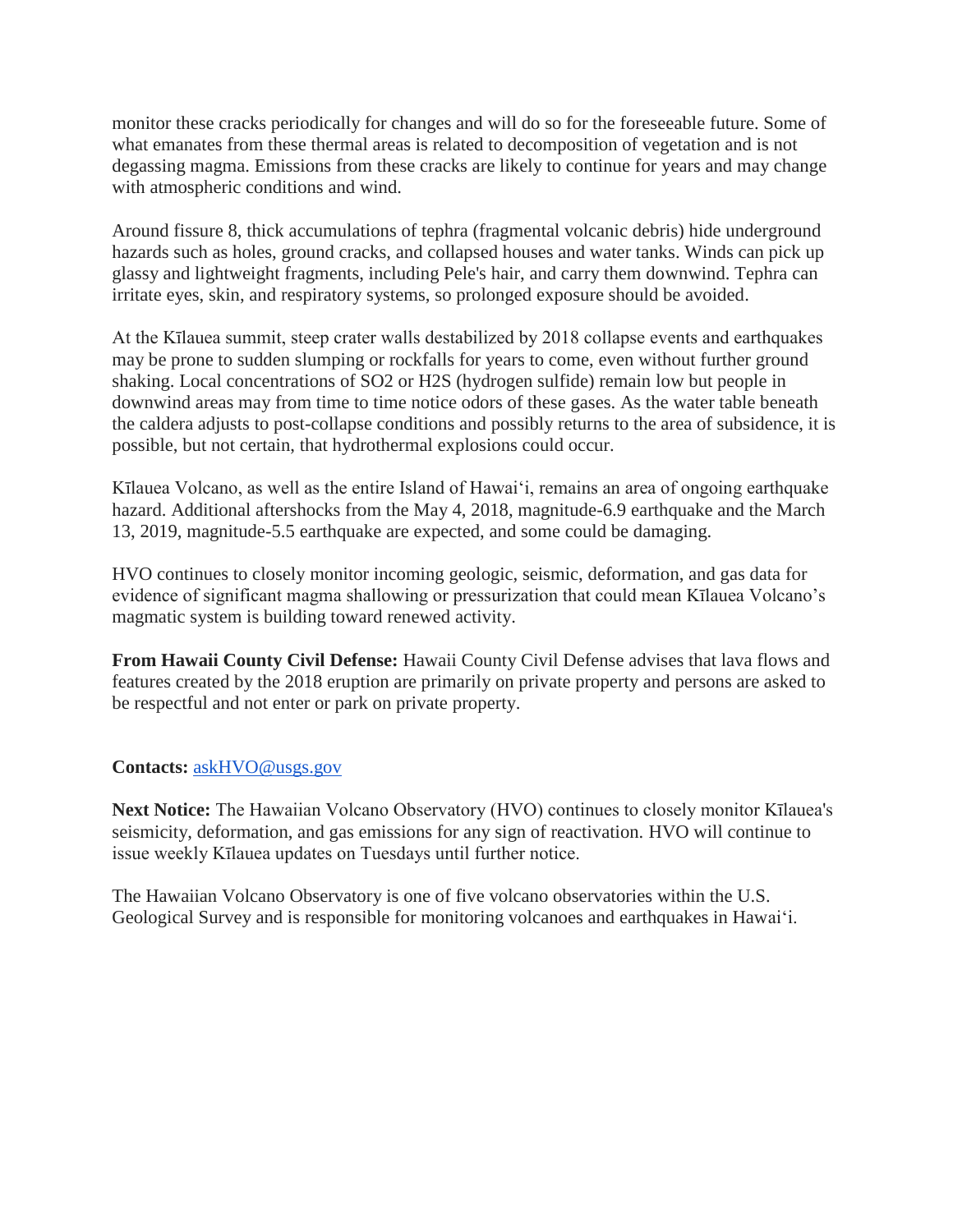monitor these cracks periodically for changes and will do so for the foreseeable future. Some of what emanates from these thermal areas is related to decomposition of vegetation and is not degassing magma. Emissions from these cracks are likely to continue for years and may change with atmospheric conditions and wind.

Around fissure 8, thick accumulations of tephra (fragmental volcanic debris) hide underground hazards such as holes, ground cracks, and collapsed houses and water tanks. Winds can pick up glassy and lightweight fragments, including Pele's hair, and carry them downwind. Tephra can irritate eyes, skin, and respiratory systems, so prolonged exposure should be avoided.

At the Kīlauea summit, steep crater walls destabilized by 2018 collapse events and earthquakes may be prone to sudden slumping or rockfalls for years to come, even without further ground shaking. Local concentrations of $SO_2$ or $H_2S$ (hydrogen sulfide) remain low but people in downwind areas may from time to time notice odors of these gases. As the water table beneath the caldera adjusts to post-collapse conditions and possibly returns to the area of subsidence, it is possible, but not certain, that hydrothermal explosions could occur.

Kīlauea Volcano, as well as the entire Island of Hawaiʻi, remains an area of ongoing earthquake hazard. Additional aftershocks from the May 4, 2018, magnitude-6.9 earthquake and the March 13, 2019, magnitude-5.5 earthquake are expected, and some could be damaging.

HVO continues to closely monitor incoming geologic, seismic, deformation, and gas data for evidence of significant magma shallowing or pressurization that could mean Kīlauea Volcano's magmatic system is building toward renewed activity.

**From Hawaii County Civil Defense:** Hawaii County Civil Defense advises that lava flows and features created by the 2018 eruption are primarily on private property and persons are asked to be respectful and not enter or park on private property.

**Contacts:** askHVO@usgs.gov

**Next Notice:** The Hawaiian Volcano Observatory (HVO) continues to closely monitor Kīlauea's seismicity, deformation, and gas emissions for any sign of reactivation. HVO will continue to issue weekly Kīlauea updates on Tuesdays until further notice.

The Hawaiian Volcano Observatory is one of five volcano observatories within the U.S. Geological Survey and is responsible for monitoring volcanoes and earthquakes in Hawaiʻi.